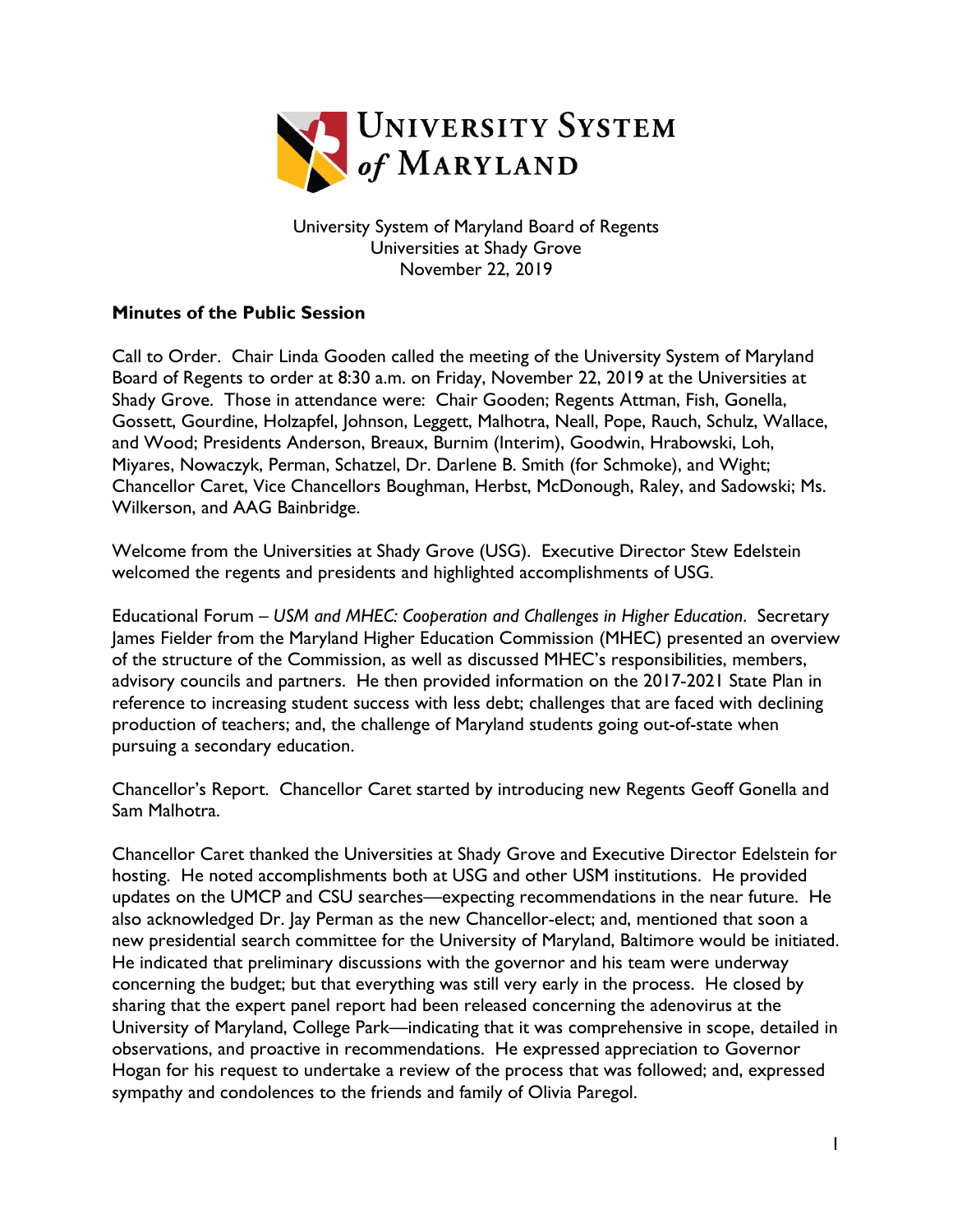University System of Maryland Board of Regents
Universities at Shady Grove
November 22, 2019

**Minutes of the Public Session**

Call to Order. Chair Linda Gooden called the meeting of the University System of Maryland Board of Regents to order at 8:30 a.m. on Friday, November 22, 2019 at the Universities at Shady Grove. Those in attendance were: Chair Gooden; Regents Attman, Fish, Gonella, Gossett, Gourdine, Holzapfel, Johnson, Leggett, Malhotra, Neall, Pope, Rauch, Schulz, Wallace, and Wood; Presidents Anderson, Breaux, Burnim (Interim), Goodwin, Hrabowski, Loh, Miyares, Nowaczyk, Perman, Schatzel, Dr. Darlene B. Smith (for Schmoke), and Wight; Chancellor Caret, Vice Chancellors Boughman, Herbst, McDonough, Raley, and Sadowski; Ms. Wilkerson, and AAG Bainbridge.

Welcome from the Universities at Shady Grove (USG). Executive Director Stew Edelstein welcomed the regents and presidents and highlighted accomplishments of USG.

Educational Forum – *USM and MHEC: Cooperation and Challenges in Higher Education*. Secretary James Fielder from the Maryland Higher Education Commission (MHEC) presented an overview of the structure of the Commission, as well as discussed MHEC's responsibilities, members, advisory councils and partners. He then provided information on the 2017-2021 State Plan in reference to increasing student success with less debt; challenges that are faced with declining production of teachers; and, the challenge of Maryland students going out-of-state when pursuing a secondary education.

Chancellor's Report. Chancellor Caret started by introducing new Regents Geoff Gonella and Sam Malhotra.

Chancellor Caret thanked the Universities at Shady Grove and Executive Director Edelstein for hosting. He noted accomplishments both at USG and other USM institutions. He provided updates on the UMCP and CSU searches—expecting recommendations in the near future. He also acknowledged Dr. Jay Perman as the new Chancellor-elect; and, mentioned that soon a new presidential search committee for the University of Maryland, Baltimore would be initiated. He indicated that preliminary discussions with the governor and his team were underway concerning the budget; but that everything was still very early in the process. He closed by sharing that the expert panel report had been released concerning the adenovirus at the University of Maryland, College Park—indicating that it was comprehensive in scope, detailed in observations, and proactive in recommendations. He expressed appreciation to Governor Hogan for his request to undertake a review of the process that was followed; and, expressed sympathy and condolences to the friends and family of Olivia Paregol.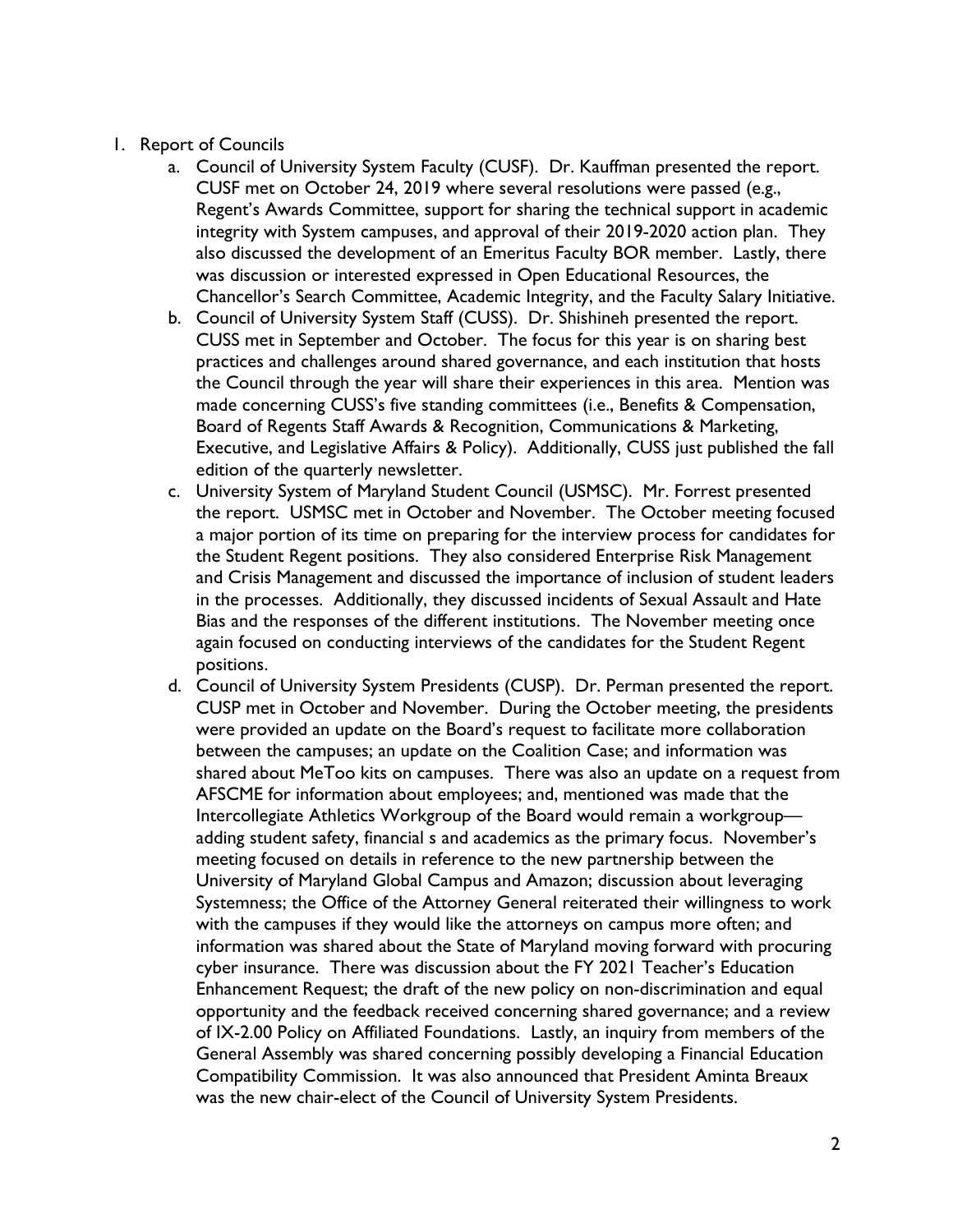1. Report of Councils
   a. Council of University System Faculty (CUSF). Dr. Kauffman presented the report. CUSF met on October 24, 2019 where several resolutions were passed (e.g., Regent's Awards Committee, support for sharing the technical support in academic integrity with System campuses, and approval of their 2019-2020 action plan. They also discussed the development of an Emeritus Faculty BOR member. Lastly, there was discussion or interested expressed in Open Educational Resources, the Chancellor's Search Committee, Academic Integrity, and the Faculty Salary Initiative.
   b. Council of University System Staff (CUSS). Dr. Shishineh presented the report. CUSS met in September and October. The focus for this year is on sharing best practices and challenges around shared governance, and each institution that hosts the Council through the year will share their experiences in this area. Mention was made concerning CUSS's five standing committees (i.e., Benefits & Compensation, Board of Regents Staff Awards & Recognition, Communications & Marketing, Executive, and Legislative Affairs & Policy). Additionally, CUSS just published the fall edition of the quarterly newsletter.
   c. University System of Maryland Student Council (USMSC). Mr. Forrest presented the report. USMSC met in October and November. The October meeting focused a major portion of its time on preparing for the interview process for candidates for the Student Regent positions. They also considered Enterprise Risk Management and Crisis Management and discussed the importance of inclusion of student leaders in the processes. Additionally, they discussed incidents of Sexual Assault and Hate Bias and the responses of the different institutions. The November meeting once again focused on conducting interviews of the candidates for the Student Regent positions.
   d. Council of University System Presidents (CUSP). Dr. Perman presented the report. CUSP met in October and November. During the October meeting, the presidents were provided an update on the Board's request to facilitate more collaboration between the campuses; an update on the Coalition Case; and information was shared about MeToo kits on campuses. There was also an update on a request from AFSCME for information about employees; and, mentioned was made that the Intercollegiate Athletics Workgroup of the Board would remain a workgroup—adding student safety, financial s and academics as the primary focus. November's meeting focused on details in reference to the new partnership between the University of Maryland Global Campus and Amazon; discussion about leveraging Systemness; the Office of the Attorney General reiterated their willingness to work with the campuses if they would like the attorneys on campus more often; and information was shared about the State of Maryland moving forward with procuring cyber insurance. There was discussion about the FY 2021 Teacher's Education Enhancement Request; the draft of the new policy on non-discrimination and equal opportunity and the feedback received concerning shared governance; and a review of IX-2.00 Policy on Affiliated Foundations. Lastly, an inquiry from members of the General Assembly was shared concerning possibly developing a Financial Education Compatibility Commission. It was also announced that President Aminta Breaux was the new chair-elect of the Council of University System Presidents.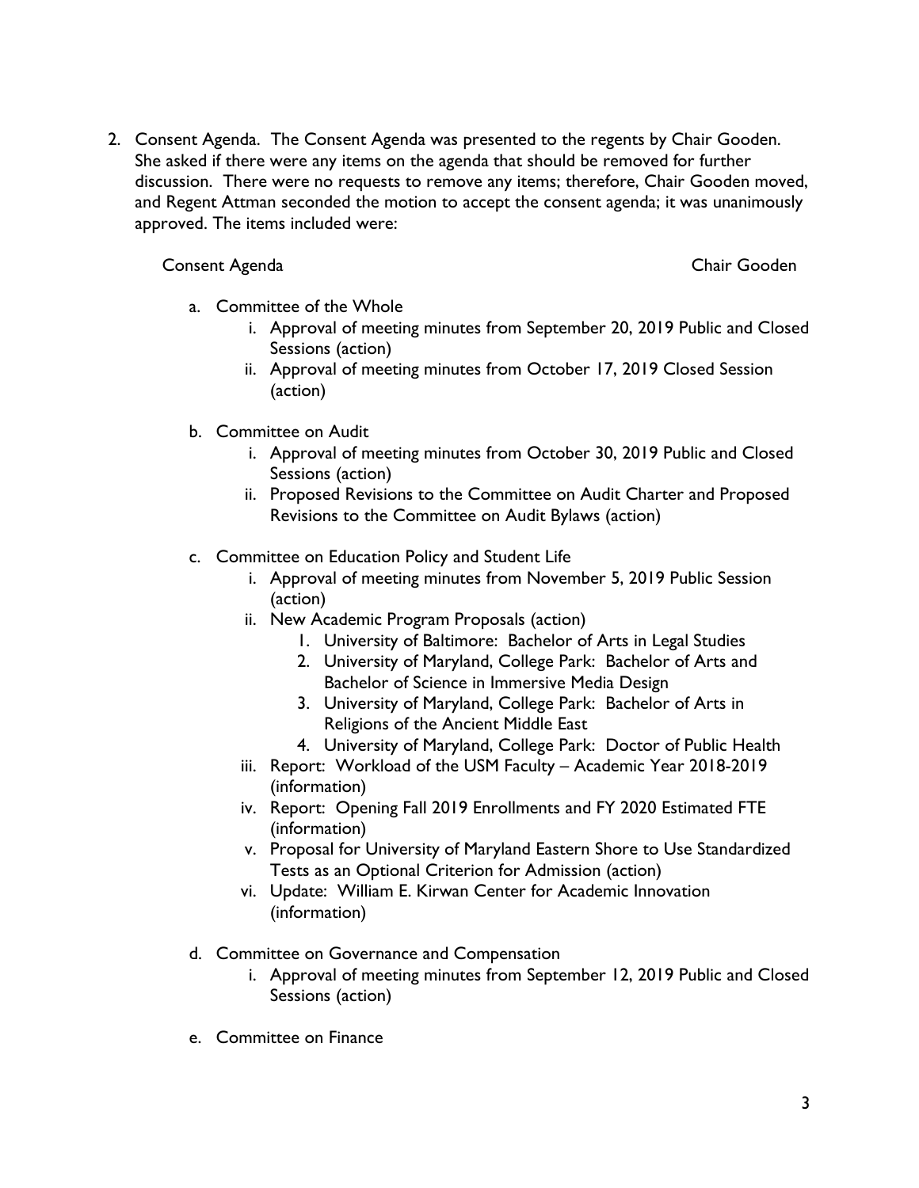2. Consent Agenda. The Consent Agenda was presented to the regents by Chair Gooden. She asked if there were any items on the agenda that should be removed for further discussion. There were no requests to remove any items; therefore, Chair Gooden moved, and Regent Attman seconded the motion to accept the consent agenda; it was unanimously approved. The items included were:

   Consent Agenda — Chair Gooden

   a. Committee of the Whole
      i. Approval of meeting minutes from September 20, 2019 Public and Closed Sessions (action)
      ii. Approval of meeting minutes from October 17, 2019 Closed Session (action)

   b. Committee on Audit
      i. Approval of meeting minutes from October 30, 2019 Public and Closed Sessions (action)
      ii. Proposed Revisions to the Committee on Audit Charter and Proposed Revisions to the Committee on Audit Bylaws (action)

   c. Committee on Education Policy and Student Life
      i. Approval of meeting minutes from November 5, 2019 Public Session (action)
      ii. New Academic Program Proposals (action)
         1. University of Baltimore: Bachelor of Arts in Legal Studies
         2. University of Maryland, College Park: Bachelor of Arts and Bachelor of Science in Immersive Media Design
         3. University of Maryland, College Park: Bachelor of Arts in Religions of the Ancient Middle East
         4. University of Maryland, College Park: Doctor of Public Health
      iii. Report: Workload of the USM Faculty – Academic Year 2018-2019 (information)
      iv. Report: Opening Fall 2019 Enrollments and FY 2020 Estimated FTE (information)
      v. Proposal for University of Maryland Eastern Shore to Use Standardized Tests as an Optional Criterion for Admission (action)
      vi. Update: William E. Kirwan Center for Academic Innovation (information)

   d. Committee on Governance and Compensation
      i. Approval of meeting minutes from September 12, 2019 Public and Closed Sessions (action)

   e. Committee on Finance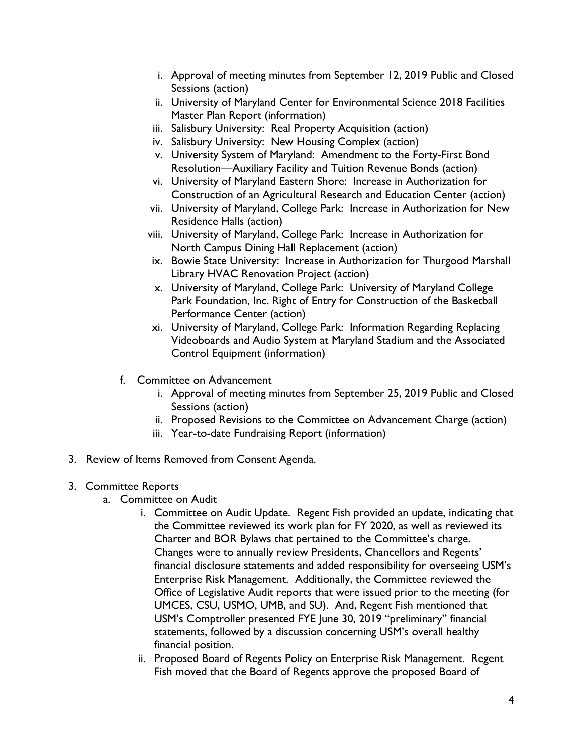i. Approval of meeting minutes from September 12, 2019 Public and Closed Sessions (action)
   ii. University of Maryland Center for Environmental Science 2018 Facilities Master Plan Report (information)
   iii. Salisbury University: Real Property Acquisition (action)
   iv. Salisbury University: New Housing Complex (action)
   v. University System of Maryland: Amendment to the Forty-First Bond Resolution—Auxiliary Facility and Tuition Revenue Bonds (action)
   vi. University of Maryland Eastern Shore: Increase in Authorization for Construction of an Agricultural Research and Education Center (action)
   vii. University of Maryland, College Park: Increase in Authorization for New Residence Halls (action)
   viii. University of Maryland, College Park: Increase in Authorization for North Campus Dining Hall Replacement (action)
   ix. Bowie State University: Increase in Authorization for Thurgood Marshall Library HVAC Renovation Project (action)
   x. University of Maryland, College Park: University of Maryland College Park Foundation, Inc. Right of Entry for Construction of the Basketball Performance Center (action)
   xi. University of Maryland, College Park: Information Regarding Replacing Videoboards and Audio System at Maryland Stadium and the Associated Control Equipment (information)

f. Committee on Advancement
   i. Approval of meeting minutes from September 25, 2019 Public and Closed Sessions (action)
   ii. Proposed Revisions to the Committee on Advancement Charge (action)
   iii. Year-to-date Fundraising Report (information)

3. Review of Items Removed from Consent Agenda.

3. Committee Reports
   a. Committee on Audit
      i. Committee on Audit Update. Regent Fish provided an update, indicating that the Committee reviewed its work plan for FY 2020, as well as reviewed its Charter and BOR Bylaws that pertained to the Committee's charge. Changes were to annually review Presidents, Chancellors and Regents' financial disclosure statements and added responsibility for overseeing USM's Enterprise Risk Management. Additionally, the Committee reviewed the Office of Legislative Audit reports that were issued prior to the meeting (for UMCES, CSU, USMO, UMB, and SU). And, Regent Fish mentioned that USM's Comptroller presented FYE June 30, 2019 "preliminary" financial statements, followed by a discussion concerning USM's overall healthy financial position.
      ii. Proposed Board of Regents Policy on Enterprise Risk Management. Regent Fish moved that the Board of Regents approve the proposed Board of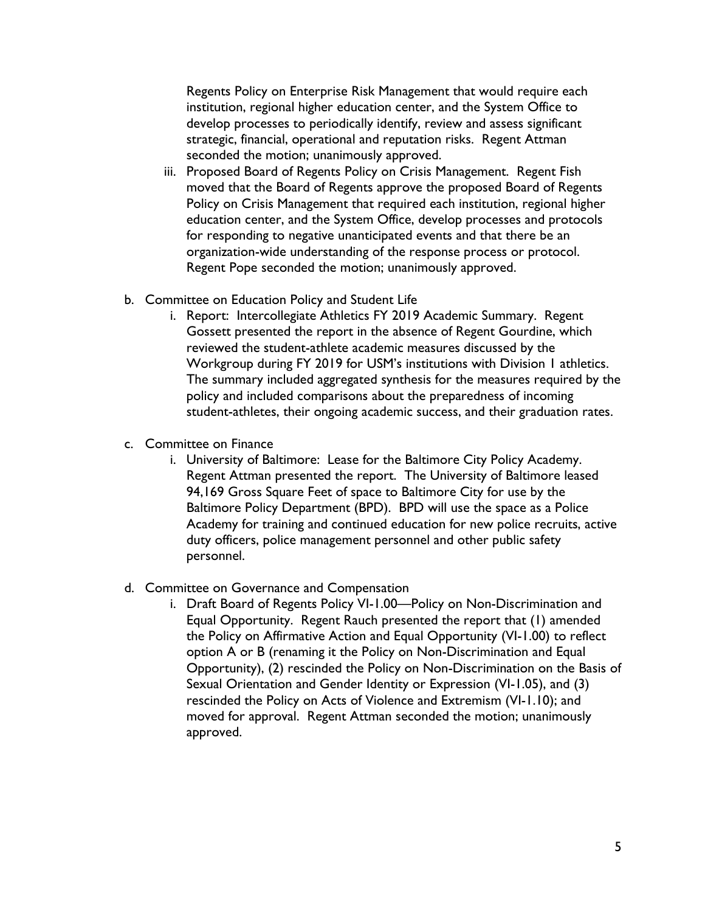Regents Policy on Enterprise Risk Management that would require each institution, regional higher education center, and the System Office to develop processes to periodically identify, review and assess significant strategic, financial, operational and reputation risks. Regent Attman seconded the motion; unanimously approved.

   iii. Proposed Board of Regents Policy on Crisis Management. Regent Fish moved that the Board of Regents approve the proposed Board of Regents Policy on Crisis Management that required each institution, regional higher education center, and the System Office, develop processes and protocols for responding to negative unanticipated events and that there be an organization-wide understanding of the response process or protocol. Regent Pope seconded the motion; unanimously approved.

b. Committee on Education Policy and Student Life
   i. Report: Intercollegiate Athletics FY 2019 Academic Summary. Regent Gossett presented the report in the absence of Regent Gourdine, which reviewed the student-athlete academic measures discussed by the Workgroup during FY 2019 for USM's institutions with Division 1 athletics. The summary included aggregated synthesis for the measures required by the policy and included comparisons about the preparedness of incoming student-athletes, their ongoing academic success, and their graduation rates.

c. Committee on Finance
   i. University of Baltimore: Lease for the Baltimore City Policy Academy. Regent Attman presented the report. The University of Baltimore leased 94,169 Gross Square Feet of space to Baltimore City for use by the Baltimore Policy Department (BPD). BPD will use the space as a Police Academy for training and continued education for new police recruits, active duty officers, police management personnel and other public safety personnel.

d. Committee on Governance and Compensation
   i. Draft Board of Regents Policy VI-1.00—Policy on Non-Discrimination and Equal Opportunity. Regent Rauch presented the report that (1) amended the Policy on Affirmative Action and Equal Opportunity (VI-1.00) to reflect option A or B (renaming it the Policy on Non-Discrimination and Equal Opportunity), (2) rescinded the Policy on Non-Discrimination on the Basis of Sexual Orientation and Gender Identity or Expression (VI-1.05), and (3) rescinded the Policy on Acts of Violence and Extremism (VI-1.10); and moved for approval. Regent Attman seconded the motion; unanimously approved.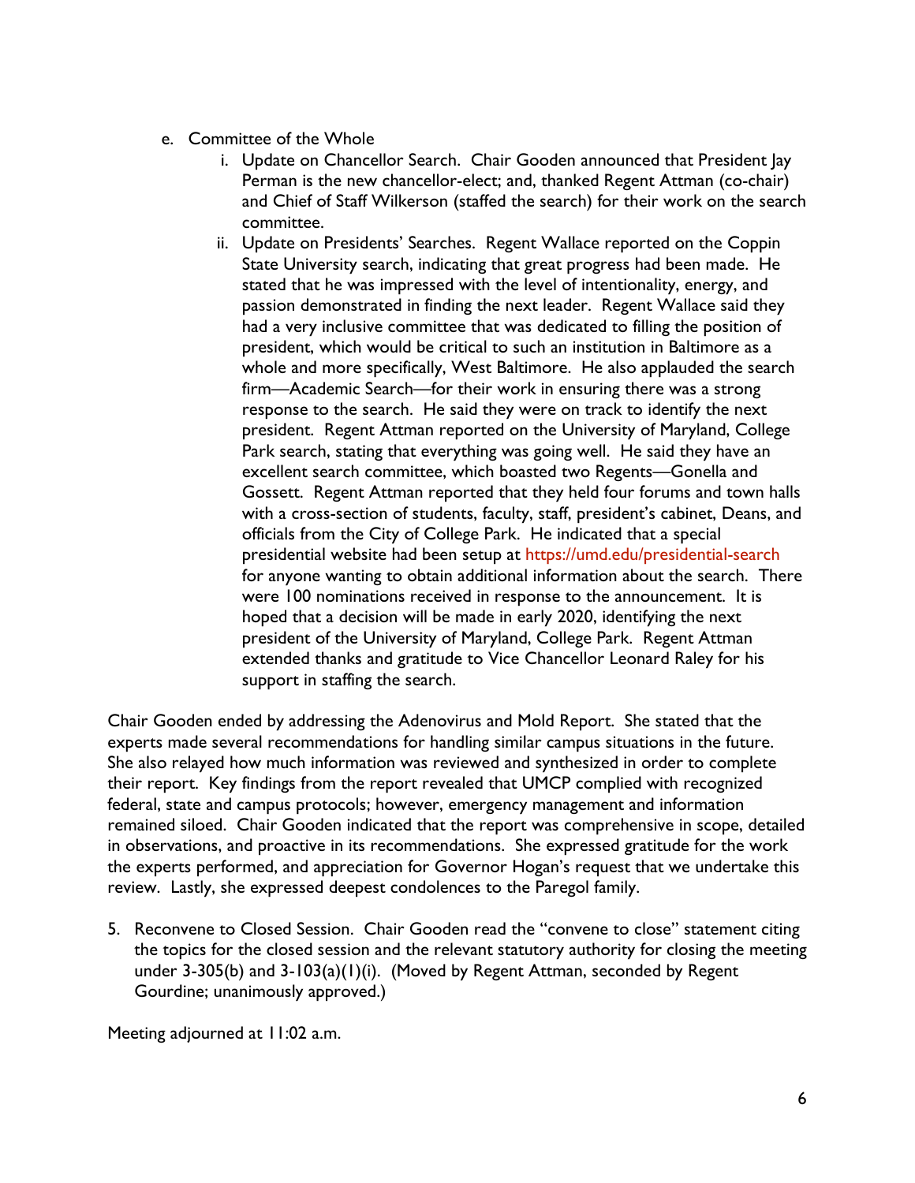e. Committee of the Whole
    i. Update on Chancellor Search. Chair Gooden announced that President Jay Perman is the new chancellor-elect; and, thanked Regent Attman (co-chair) and Chief of Staff Wilkerson (staffed the search) for their work on the search committee.
    ii. Update on Presidents' Searches. Regent Wallace reported on the Coppin State University search, indicating that great progress had been made. He stated that he was impressed with the level of intentionality, energy, and passion demonstrated in finding the next leader. Regent Wallace said they had a very inclusive committee that was dedicated to filling the position of president, which would be critical to such an institution in Baltimore as a whole and more specifically, West Baltimore. He also applauded the search firm—Academic Search—for their work in ensuring there was a strong response to the search. He said they were on track to identify the next president. Regent Attman reported on the University of Maryland, College Park search, stating that everything was going well. He said they have an excellent search committee, which boasted two Regents—Gonella and Gossett. Regent Attman reported that they held four forums and town halls with a cross-section of students, faculty, staff, president's cabinet, Deans, and officials from the City of College Park. He indicated that a special presidential website had been setup at https://umd.edu/presidential-search for anyone wanting to obtain additional information about the search. There were 100 nominations received in response to the announcement. It is hoped that a decision will be made in early 2020, identifying the next president of the University of Maryland, College Park. Regent Attman extended thanks and gratitude to Vice Chancellor Leonard Raley for his support in staffing the search.

Chair Gooden ended by addressing the Adenovirus and Mold Report. She stated that the experts made several recommendations for handling similar campus situations in the future. She also relayed how much information was reviewed and synthesized in order to complete their report. Key findings from the report revealed that UMCP complied with recognized federal, state and campus protocols; however, emergency management and information remained siloed. Chair Gooden indicated that the report was comprehensive in scope, detailed in observations, and proactive in its recommendations. She expressed gratitude for the work the experts performed, and appreciation for Governor Hogan's request that we undertake this review. Lastly, she expressed deepest condolences to the Paregol family.

5. Reconvene to Closed Session. Chair Gooden read the "convene to close" statement citing the topics for the closed session and the relevant statutory authority for closing the meeting under 3-305(b) and 3-103(a)(1)(i). (Moved by Regent Attman, seconded by Regent Gourdine; unanimously approved.)

Meeting adjourned at 11:02 a.m.